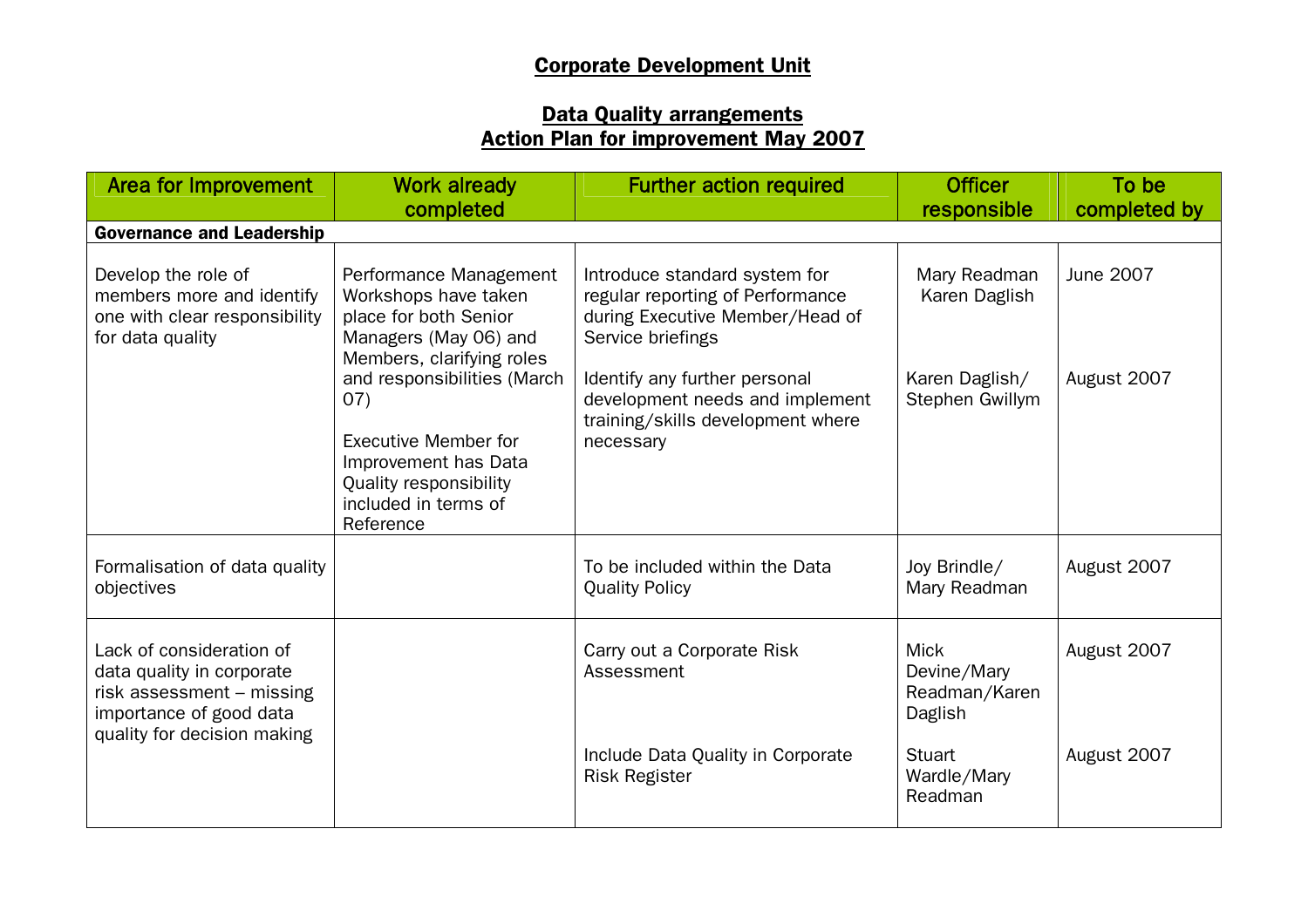# Corporate Development Unit

## Data Quality arrangements
## Action Plan for improvement May 2007

| Area for Improvement | Work already completed | Further action required | Officer responsible | To be completed by |
|---|---|---|---|---|
| **Governance and Leadership** | | | | |
| Develop the role of members more and identify one with clear responsibility for data quality | Performance Management Workshops have taken place for both Senior Managers (May 06) and Members, clarifying roles and responsibilities (March 07)<br><br>Executive Member for Improvement has Data Quality responsibility included in terms of Reference | Introduce standard system for regular reporting of Performance during Executive Member/Head of Service briefings | Mary Readman Karen Daglish | June 2007 |
| | | Identify any further personal development needs and implement training/skills development where necessary | Karen Daglish/ Stephen Gwillym | August 2007 |
| Formalisation of data quality objectives | | To be included within the Data Quality Policy | Joy Brindle/ Mary Readman | August 2007 |
| Lack of consideration of data quality in corporate risk assessment – missing importance of good data quality for decision making | | Carry out a Corporate Risk Assessment | Mick Devine/Mary Readman/Karen Daglish | August 2007 |
| | | Include Data Quality in Corporate Risk Register | Stuart Wardle/Mary Readman | August 2007 |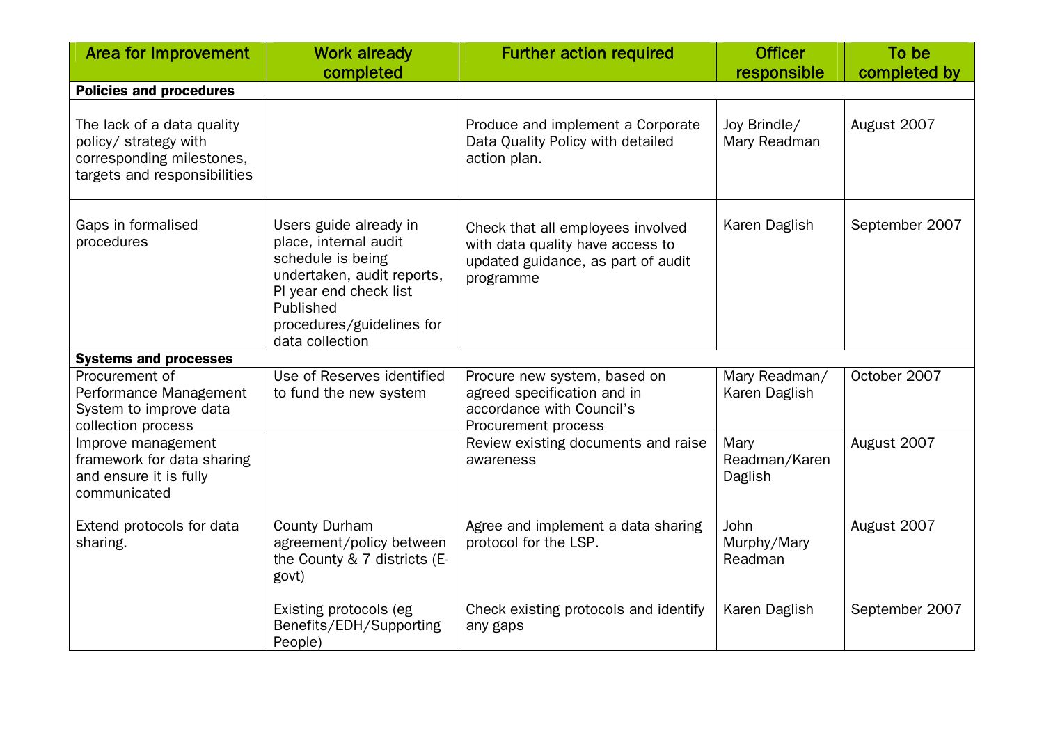| Area for Improvement | Work already completed | Further action required | Officer responsible | To be completed by |
|---|---|---|---|---|
| **Policies and procedures** | | | | |
| The lack of a data quality policy/ strategy with corresponding milestones, targets and responsibilities | | Produce and implement a Corporate Data Quality Policy with detailed action plan. | Joy Brindle/ Mary Readman | August 2007 |
| Gaps in formalised procedures | Users guide already in place, internal audit schedule is being undertaken, audit reports, PI year end check list Published procedures/guidelines for data collection | Check that all employees involved with data quality have access to updated guidance, as part of audit programme | Karen Daglish | September 2007 |
| **Systems and processes** | | | | |
| Procurement of Performance Management System to improve data collection process | Use of Reserves identified to fund the new system | Procure new system, based on agreed specification and in accordance with Council's Procurement process | Mary Readman/ Karen Daglish | October 2007 |
| Improve management framework for data sharing and ensure it is fully communicated | | Review existing documents and raise awareness | Mary Readman/Karen Daglish | August 2007 |
| Extend protocols for data sharing. | County Durham agreement/policy between the County & 7 districts (E-govt) | Agree and implement a data sharing protocol for the LSP. | John Murphy/Mary Readman | August 2007 |
| | Existing protocols (eg Benefits/EDH/Supporting People) | Check existing protocols and identify any gaps | Karen Daglish | September 2007 |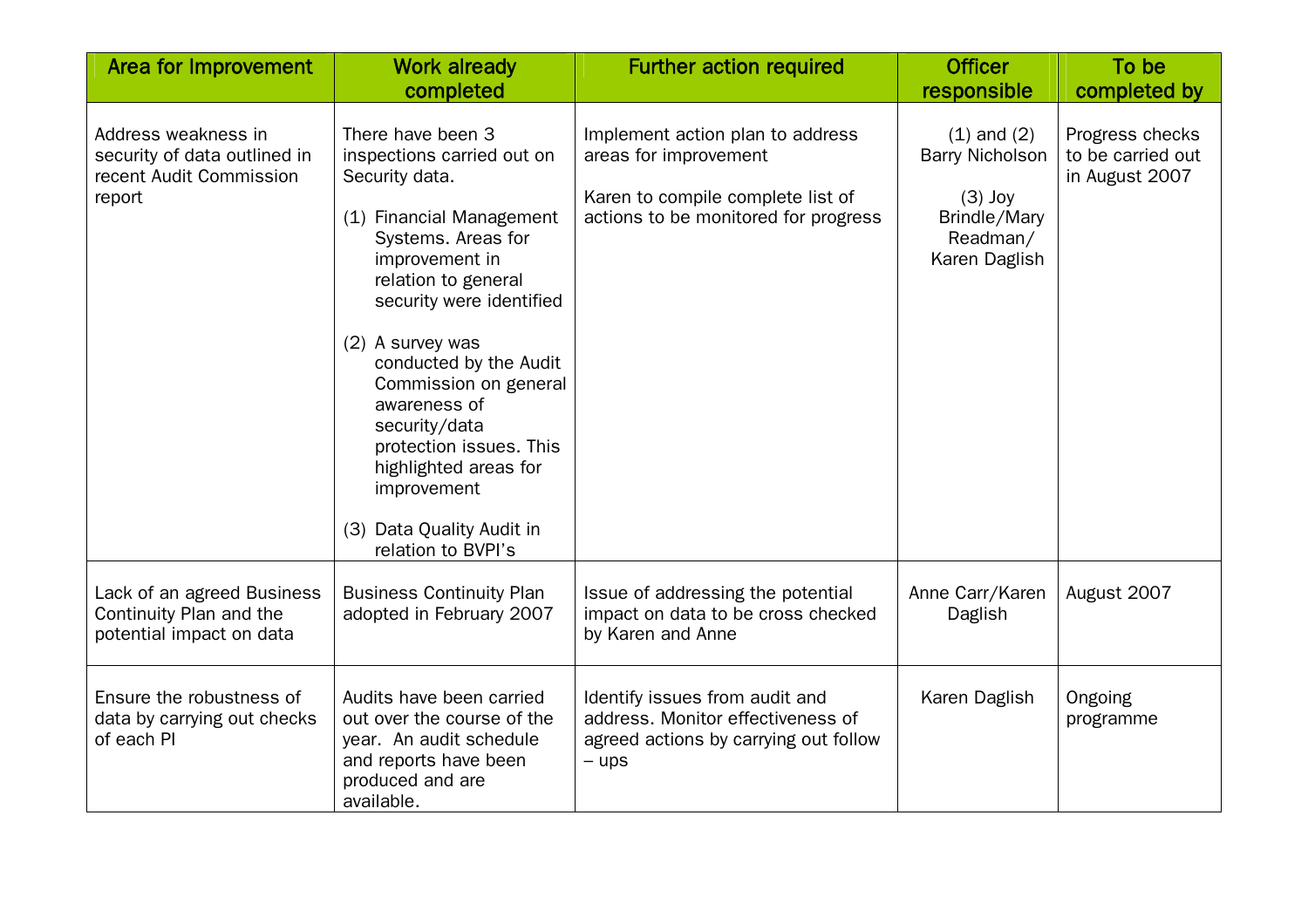| Area for Improvement | Work already completed | Further action required | Officer responsible | To be completed by |
| --- | --- | --- | --- | --- |
| Address weakness in security of data outlined in recent Audit Commission report | There have been 3 inspections carried out on Security data.<br><br>(1) Financial Management Systems. Areas for improvement in relation to general security were identified<br><br>(2) A survey was conducted by the Audit Commission on general awareness of security/data protection issues. This highlighted areas for improvement<br><br>(3) Data Quality Audit in relation to BVPI's | Implement action plan to address areas for improvement<br><br>Karen to compile complete list of actions to be monitored for progress | (1) and (2) Barry Nicholson<br><br>(3) Joy Brindle/Mary Readman/ Karen Daglish | Progress checks to be carried out in August 2007 |
| Lack of an agreed Business Continuity Plan and the potential impact on data | Business Continuity Plan adopted in February 2007 | Issue of addressing the potential impact on data to be cross checked by Karen and Anne | Anne Carr/Karen Daglish | August 2007 |
| Ensure the robustness of data by carrying out checks of each PI | Audits have been carried out over the course of the year. An audit schedule and reports have been produced and are available. | Identify issues from audit and address. Monitor effectiveness of agreed actions by carrying out follow – ups | Karen Daglish | Ongoing programme |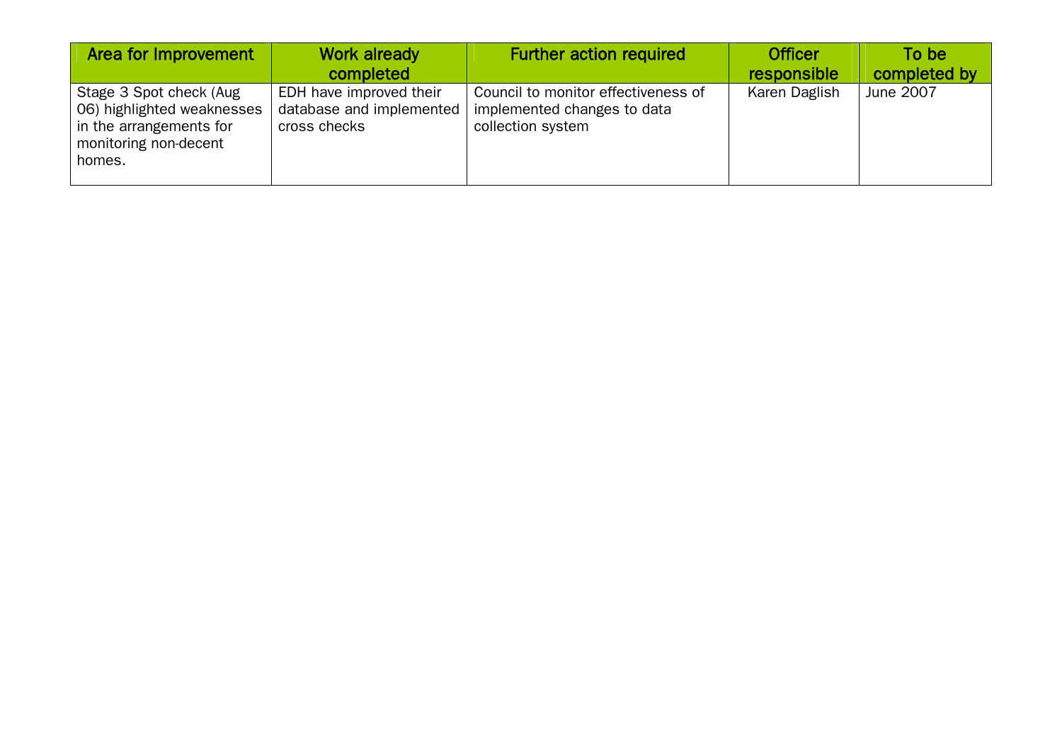| Area for Improvement | Work already completed | Further action required | Officer responsible | To be completed by |
|---|---|---|---|---|
| Stage 3 Spot check (Aug 06) highlighted weaknesses in the arrangements for monitoring non-decent homes. | EDH have improved their database and implemented cross checks | Council to monitor effectiveness of implemented changes to data collection system | Karen Daglish | June 2007 |